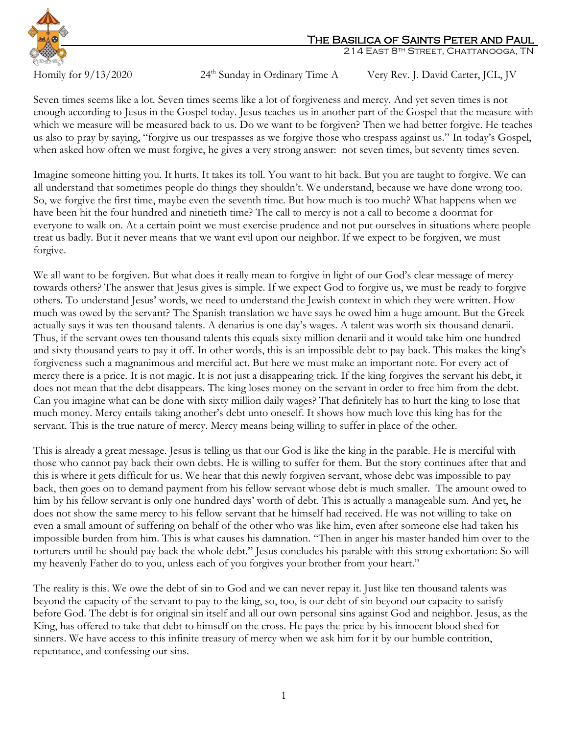# The Basilica of Saints Peter and Paul

214 East 8th Street, Chattanooga, TN

Homily for 9/13/2020 — 24th Sunday in Ordinary Time A — Very Rev. J. David Carter, JCL, JV

Seven times seems like a lot. Seven times seems like a lot of forgiveness and mercy. And yet seven times is not enough according to Jesus in the Gospel today. Jesus teaches us in another part of the Gospel that the measure with which we measure will be measured back to us. Do we want to be forgiven? Then we had better forgive. He teaches us also to pray by saying, "forgive us our trespasses as we forgive those who trespass against us." In today's Gospel, when asked how often we must forgive, he gives a very strong answer: not seven times, but seventy times seven.

Imagine someone hitting you. It hurts. It takes its toll. You want to hit back. But you are taught to forgive. We can all understand that sometimes people do things they shouldn't. We understand, because we have done wrong too. So, we forgive the first time, maybe even the seventh time. But how much is too much? What happens when we have been hit the four hundred and ninetieth time? The call to mercy is not a call to become a doormat for everyone to walk on. At a certain point we must exercise prudence and not put ourselves in situations where people treat us badly. But it never means that we want evil upon our neighbor. If we expect to be forgiven, we must forgive.

We all want to be forgiven. But what does it really mean to forgive in light of our God's clear message of mercy towards others? The answer that Jesus gives is simple. If we expect God to forgive us, we must be ready to forgive others. To understand Jesus' words, we need to understand the Jewish context in which they were written. How much was owed by the servant? The Spanish translation we have says he owed him a huge amount. But the Greek actually says it was ten thousand talents. A denarius is one day's wages. A talent was worth six thousand denarii. Thus, if the servant owes ten thousand talents this equals sixty million denarii and it would take him one hundred and sixty thousand years to pay it off. In other words, this is an impossible debt to pay back. This makes the king's forgiveness such a magnanimous and merciful act. But here we must make an important note. For every act of mercy there is a price. It is not magic. It is not just a disappearing trick. If the king forgives the servant his debt, it does not mean that the debt disappears. The king loses money on the servant in order to free him from the debt. Can you imagine what can be done with sixty million daily wages? That definitely has to hurt the king to lose that much money. Mercy entails taking another's debt unto oneself. It shows how much love this king has for the servant. This is the true nature of mercy. Mercy means being willing to suffer in place of the other.

This is already a great message. Jesus is telling us that our God is like the king in the parable. He is merciful with those who cannot pay back their own debts. He is willing to suffer for them. But the story continues after that and this is where it gets difficult for us. We hear that this newly forgiven servant, whose debt was impossible to pay back, then goes on to demand payment from his fellow servant whose debt is much smaller. The amount owed to him by his fellow servant is only one hundred days' worth of debt. This is actually a manageable sum. And yet, he does not show the same mercy to his fellow servant that he himself had received. He was not willing to take on even a small amount of suffering on behalf of the other who was like him, even after someone else had taken his impossible burden from him. This is what causes his damnation. "Then in anger his master handed him over to the torturers until he should pay back the whole debt." Jesus concludes his parable with this strong exhortation: So will my heavenly Father do to you, unless each of you forgives your brother from your heart."

The reality is this. We owe the debt of sin to God and we can never repay it. Just like ten thousand talents was beyond the capacity of the servant to pay to the king, so, too, is our debt of sin beyond our capacity to satisfy before God. The debt is for original sin itself and all our own personal sins against God and neighbor. Jesus, as the King, has offered to take that debt to himself on the cross. He pays the price by his innocent blood shed for sinners. We have access to this infinite treasury of mercy when we ask him for it by our humble contrition, repentance, and confessing our sins.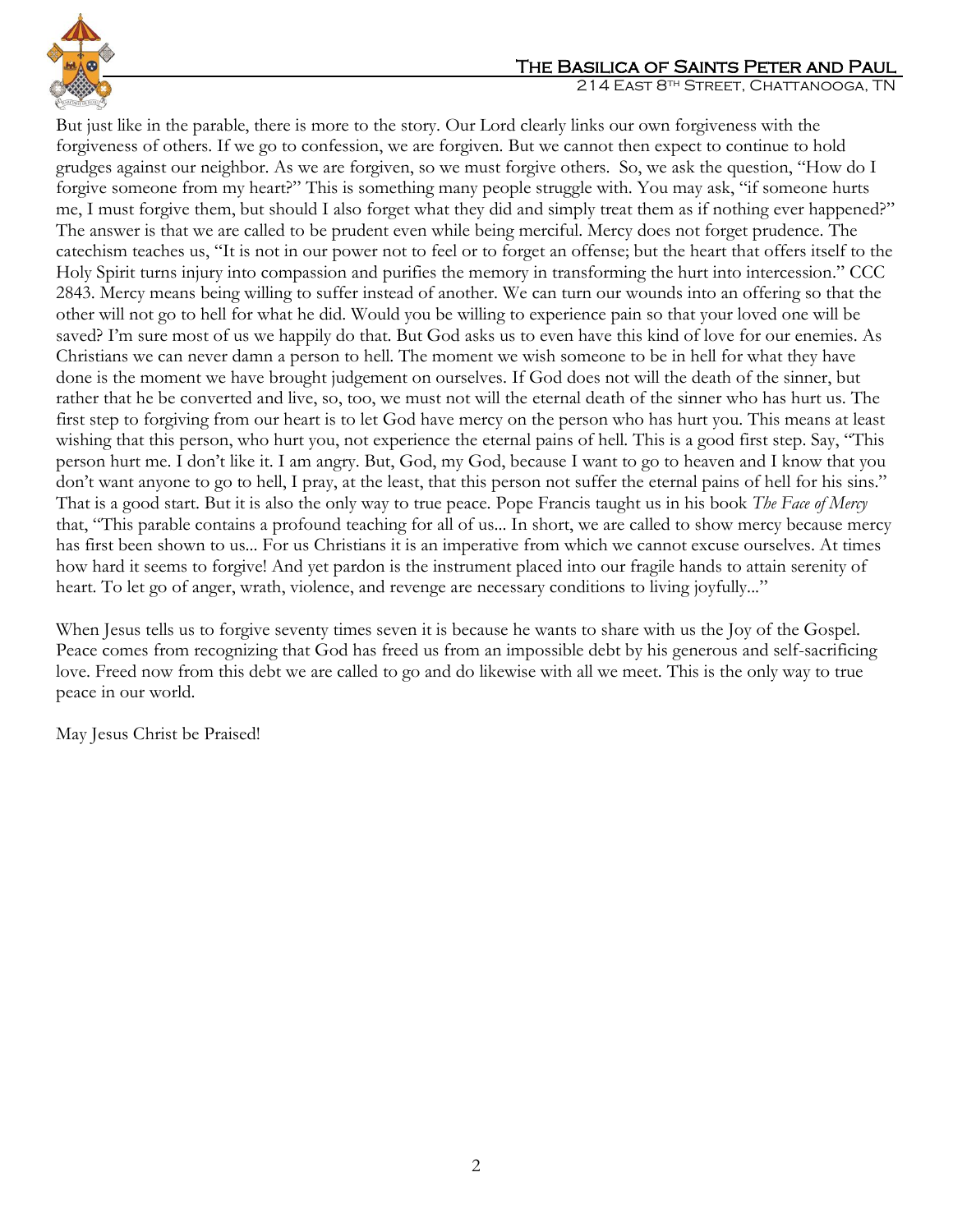But just like in the parable, there is more to the story. Our Lord clearly links our own forgiveness with the forgiveness of others. If we go to confession, we are forgiven. But we cannot then expect to continue to hold grudges against our neighbor. As we are forgiven, so we must forgive others. So, we ask the question, "How do I forgive someone from my heart?" This is something many people struggle with. You may ask, "if someone hurts me, I must forgive them, but should I also forget what they did and simply treat them as if nothing ever happened?" The answer is that we are called to be prudent even while being merciful. Mercy does not forget prudence. The catechism teaches us, "It is not in our power not to feel or to forget an offense; but the heart that offers itself to the Holy Spirit turns injury into compassion and purifies the memory in transforming the hurt into intercession." CCC 2843. Mercy means being willing to suffer instead of another. We can turn our wounds into an offering so that the other will not go to hell for what he did. Would you be willing to experience pain so that your loved one will be saved? I'm sure most of us we happily do that. But God asks us to even have this kind of love for our enemies. As Christians we can never damn a person to hell. The moment we wish someone to be in hell for what they have done is the moment we have brought judgement on ourselves. If God does not will the death of the sinner, but rather that he be converted and live, so, too, we must not will the eternal death of the sinner who has hurt us. The first step to forgiving from our heart is to let God have mercy on the person who has hurt you. This means at least wishing that this person, who hurt you, not experience the eternal pains of hell. This is a good first step. Say, "This person hurt me. I don't like it. I am angry. But, God, my God, because I want to go to heaven and I know that you don't want anyone to go to hell, I pray, at the least, that this person not suffer the eternal pains of hell for his sins." That is a good start. But it is also the only way to true peace. Pope Francis taught us in his book *The Face of Mercy* that, "This parable contains a profound teaching for all of us... In short, we are called to show mercy because mercy has first been shown to us... For us Christians it is an imperative from which we cannot excuse ourselves. At times how hard it seems to forgive! And yet pardon is the instrument placed into our fragile hands to attain serenity of heart. To let go of anger, wrath, violence, and revenge are necessary conditions to living joyfully..."

When Jesus tells us to forgive seventy times seven it is because he wants to share with us the Joy of the Gospel. Peace comes from recognizing that God has freed us from an impossible debt by his generous and self-sacrificing love. Freed now from this debt we are called to go and do likewise with all we meet. This is the only way to true peace in our world.

May Jesus Christ be Praised!